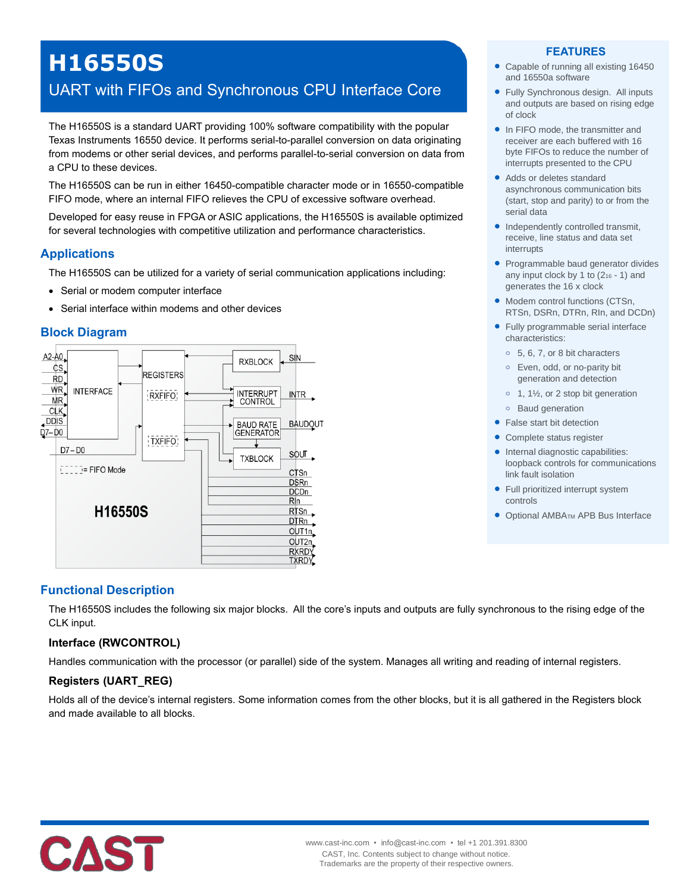# H16550S

## UART with FIFOs and Synchronous CPU Interface Core

The H16550S is a standard UART providing 100% software compatibility with the popular Texas Instruments 16550 device. It performs serial-to-parallel conversion on data originating from modems or other serial devices, and performs parallel-to-serial conversion on data from a CPU to these devices.

The H16550S can be run in either 16450-compatible character mode or in 16550-compatible FIFO mode, where an internal FIFO relieves the CPU of excessive software overhead.

Developed for easy reuse in FPGA or ASIC applications, the H16550S is available optimized for several technologies with competitive utilization and performance characteristics.

## Applications

The H16550S can be utilized for a variety of serial communication applications including:

- Serial or modem computer interface
- Serial interface within modems and other devices

## Block Diagram

A2-A0, CS, RD, WR, MR, CLK, DDIS, D7–D0

INTERFACE — REGISTERS (RXFIFO, TXFIFO) — RXBLOCK, INTERRUPT CONTROL, BAUD RATE GENERATOR, TXBLOCK

SIN, INTR, BAUDOUT, SOUT, CTSn, DSRn, DCDn, RIn, RTSn, DTRn, OUT1n, OUT2n, RXRDY, TXRDY

D7 – D0

[- - - -] = FIFO Mode

H16550S

## FEATURES

- Capable of running all existing 16450 and 16550a software
- Fully Synchronous design. All inputs and outputs are based on rising edge of clock
- In FIFO mode, the transmitter and receiver are each buffered with 16 byte FIFOs to reduce the number of interrupts presented to the CPU
- Adds or deletes standard asynchronous communication bits (start, stop and parity) to or from the serial data
- Independently controlled transmit, receive, line status and data set interrupts
- Programmable baud generator divides any input clock by 1 to ($2^{16}$ - 1) and generates the 16 x clock
- Modem control functions (CTSn, RTSn, DSRn, DTRn, RIn, and DCDn)
- Fully programmable serial interface characteristics:
  - 5, 6, 7, or 8 bit characters
  - Even, odd, or no-parity bit generation and detection
  - 1, 1½, or 2 stop bit generation
  - Baud generation
- False start bit detection
- Complete status register
- Internal diagnostic capabilities: loopback controls for communications link fault isolation
- Full prioritized interrupt system controls
- Optional AMBA™ APB Bus Interface

## Functional Description

The H16550S includes the following six major blocks. All the core's inputs and outputs are fully synchronous to the rising edge of the CLK input.

### Interface (RWCONTROL)

Handles communication with the processor (or parallel) side of the system. Manages all writing and reading of internal registers.

### Registers (UART_REG)

Holds all of the device's internal registers. Some information comes from the other blocks, but it is all gathered in the Registers block and made available to all blocks.

CAST

www.cast-inc.com • info@cast-inc.com • tel +1 201.391.8300
CAST, Inc. Contents subject to change without notice.
Trademarks are the property of their respective owners.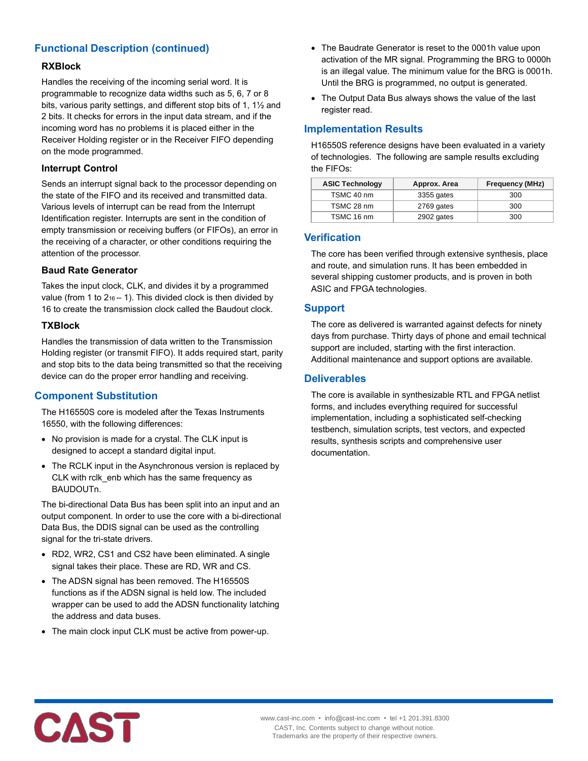## Functional Description (continued)

### RXBlock

Handles the receiving of the incoming serial word. It is programmable to recognize data widths such as 5, 6, 7 or 8 bits, various parity settings, and different stop bits of 1, 1½ and 2 bits. It checks for errors in the input data stream, and if the incoming word has no problems it is placed either in the Receiver Holding register or in the Receiver FIFO depending on the mode programmed.

### Interrupt Control

Sends an interrupt signal back to the processor depending on the state of the FIFO and its received and transmitted data. Various levels of interrupt can be read from the Interrupt Identification register. Interrupts are sent in the condition of empty transmission or receiving buffers (or FIFOs), an error in the receiving of a character, or other conditions requiring the attention of the processor.

### Baud Rate Generator

Takes the input clock, CLK, and divides it by a programmed value (from 1 to $2^{16} - 1$). This divided clock is then divided by 16 to create the transmission clock called the Baudout clock.

### TXBlock

Handles the transmission of data written to the Transmission Holding register (or transmit FIFO). It adds required start, parity and stop bits to the data being transmitted so that the receiving device can do the proper error handling and receiving.

## Component Substitution

The H16550S core is modeled after the Texas Instruments 16550, with the following differences:

- No provision is made for a crystal. The CLK input is designed to accept a standard digital input.
- The RCLK input in the Asynchronous version is replaced by CLK with rclk_enb which has the same frequency as BAUDOUTn.

The bi-directional Data Bus has been split into an input and an output component. In order to use the core with a bi-directional Data Bus, the DDIS signal can be used as the controlling signal for the tri-state drivers.

- RD2, WR2, CS1 and CS2 have been eliminated. A single signal takes their place. These are RD, WR and CS.
- The ADSN signal has been removed. The H16550S functions as if the ADSN signal is held low. The included wrapper can be used to add the ADSN functionality latching the address and data buses.
- The main clock input CLK must be active from power-up.
- The Baudrate Generator is reset to the 0001h value upon activation of the MR signal. Programming the BRG to 0000h is an illegal value. The minimum value for the BRG is 0001h. Until the BRG is programmed, no output is generated.
- The Output Data Bus always shows the value of the last register read.

## Implementation Results

H16550S reference designs have been evaluated in a variety of technologies. The following are sample results excluding the FIFOs:

| ASIC Technology | Approx. Area | Frequency (MHz) |
|---|---|---|
| TSMC 40 nm | 3355 gates | 300 |
| TSMC 28 nm | 2769 gates | 300 |
| TSMC 16 nm | 2902 gates | 300 |

## Verification

The core has been verified through extensive synthesis, place and route, and simulation runs. It has been embedded in several shipping customer products, and is proven in both ASIC and FPGA technologies.

## Support

The core as delivered is warranted against defects for ninety days from purchase. Thirty days of phone and email technical support are included, starting with the first interaction. Additional maintenance and support options are available.

## Deliverables

The core is available in synthesizable RTL and FPGA netlist forms, and includes everything required for successful implementation, including a sophisticated self-checking testbench, simulation scripts, test vectors, and expected results, synthesis scripts and comprehensive user documentation.